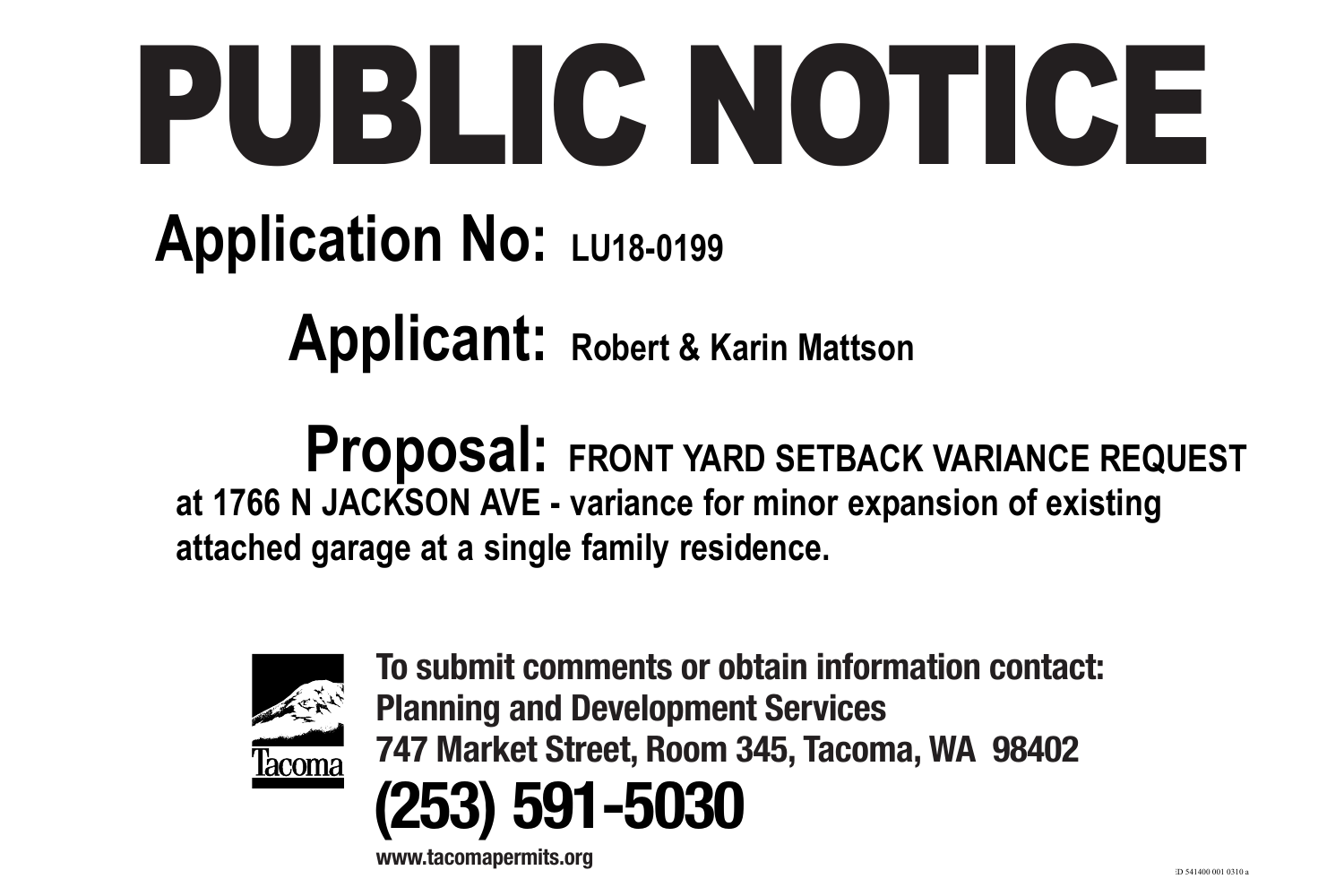# PUBLIC NOTICE

**Application No:** LU18-0199

**Applicant:** Robert & Karin Mattson

**Proposal:** FRONT YARD SETBACK VARIANCE REQUEST at 1766 N JACKSON AVE - variance for minor expansion of existing attached garage at a single family residence.

Tacoma

**To submit comments or obtain information contact:**
**Planning and Development Services**
**747 Market Street, Room 345, Tacoma, WA 98402**

## (253) 591-5030

**www.tacomapermits.org**

:D 541400 001 0310 a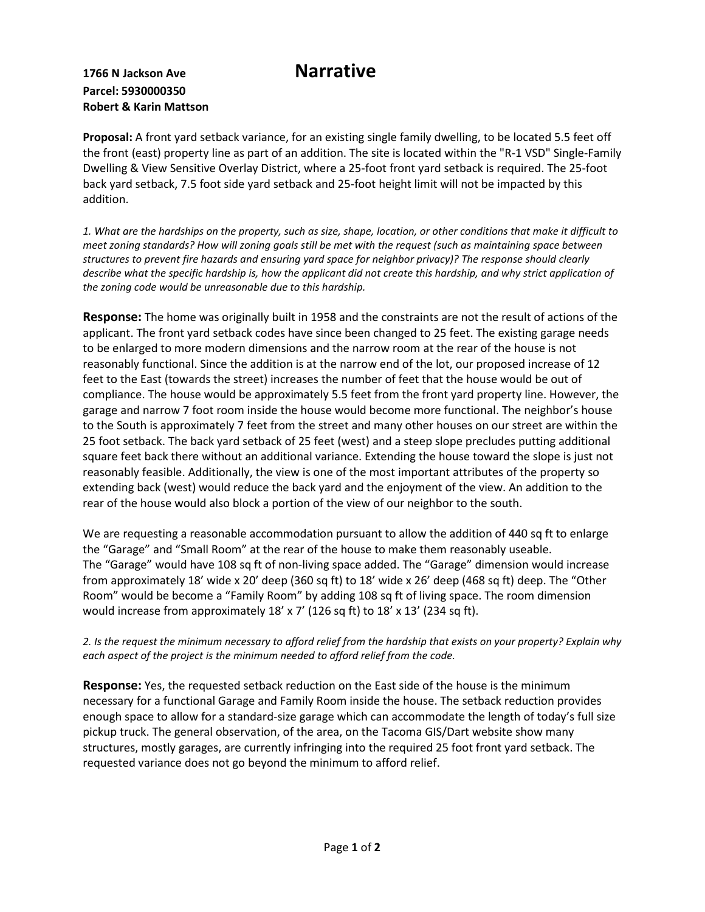**1766 N Jackson Ave**
**Parcel: 5930000350**
**Robert & Karin Mattson**

# Narrative

**Proposal:** A front yard setback variance, for an existing single family dwelling, to be located 5.5 feet off the front (east) property line as part of an addition. The site is located within the "R-1 VSD" Single-Family Dwelling & View Sensitive Overlay District, where a 25-foot front yard setback is required. The 25-foot back yard setback, 7.5 foot side yard setback and 25-foot height limit will not be impacted by this addition.

*1. What are the hardships on the property, such as size, shape, location, or other conditions that make it difficult to meet zoning standards? How will zoning goals still be met with the request (such as maintaining space between structures to prevent fire hazards and ensuring yard space for neighbor privacy)? The response should clearly describe what the specific hardship is, how the applicant did not create this hardship, and why strict application of the zoning code would be unreasonable due to this hardship.*

**Response:** The home was originally built in 1958 and the constraints are not the result of actions of the applicant. The front yard setback codes have since been changed to 25 feet. The existing garage needs to be enlarged to more modern dimensions and the narrow room at the rear of the house is not reasonably functional. Since the addition is at the narrow end of the lot, our proposed increase of 12 feet to the East (towards the street) increases the number of feet that the house would be out of compliance. The house would be approximately 5.5 feet from the front yard property line. However, the garage and narrow 7 foot room inside the house would become more functional. The neighbor's house to the South is approximately 7 feet from the street and many other houses on our street are within the 25 foot setback. The back yard setback of 25 feet (west) and a steep slope precludes putting additional square feet back there without an additional variance. Extending the house toward the slope is just not reasonably feasible. Additionally, the view is one of the most important attributes of the property so extending back (west) would reduce the back yard and the enjoyment of the view. An addition to the rear of the house would also block a portion of the view of our neighbor to the south.

We are requesting a reasonable accommodation pursuant to allow the addition of 440 sq ft to enlarge the "Garage" and "Small Room" at the rear of the house to make them reasonably useable.
The "Garage" would have 108 sq ft of non-living space added. The "Garage" dimension would increase from approximately 18' wide x 20' deep (360 sq ft) to 18' wide x 26' deep (468 sq ft) deep. The "Other Room" would be become a "Family Room" by adding 108 sq ft of living space. The room dimension would increase from approximately 18' x 7' (126 sq ft) to 18' x 13' (234 sq ft).

*2. Is the request the minimum necessary to afford relief from the hardship that exists on your property? Explain why each aspect of the project is the minimum needed to afford relief from the code.*

**Response:** Yes, the requested setback reduction on the East side of the house is the minimum necessary for a functional Garage and Family Room inside the house. The setback reduction provides enough space to allow for a standard-size garage which can accommodate the length of today's full size pickup truck. The general observation, of the area, on the Tacoma GIS/Dart website show many structures, mostly garages, are currently infringing into the required 25 foot front yard setback. The requested variance does not go beyond the minimum to afford relief.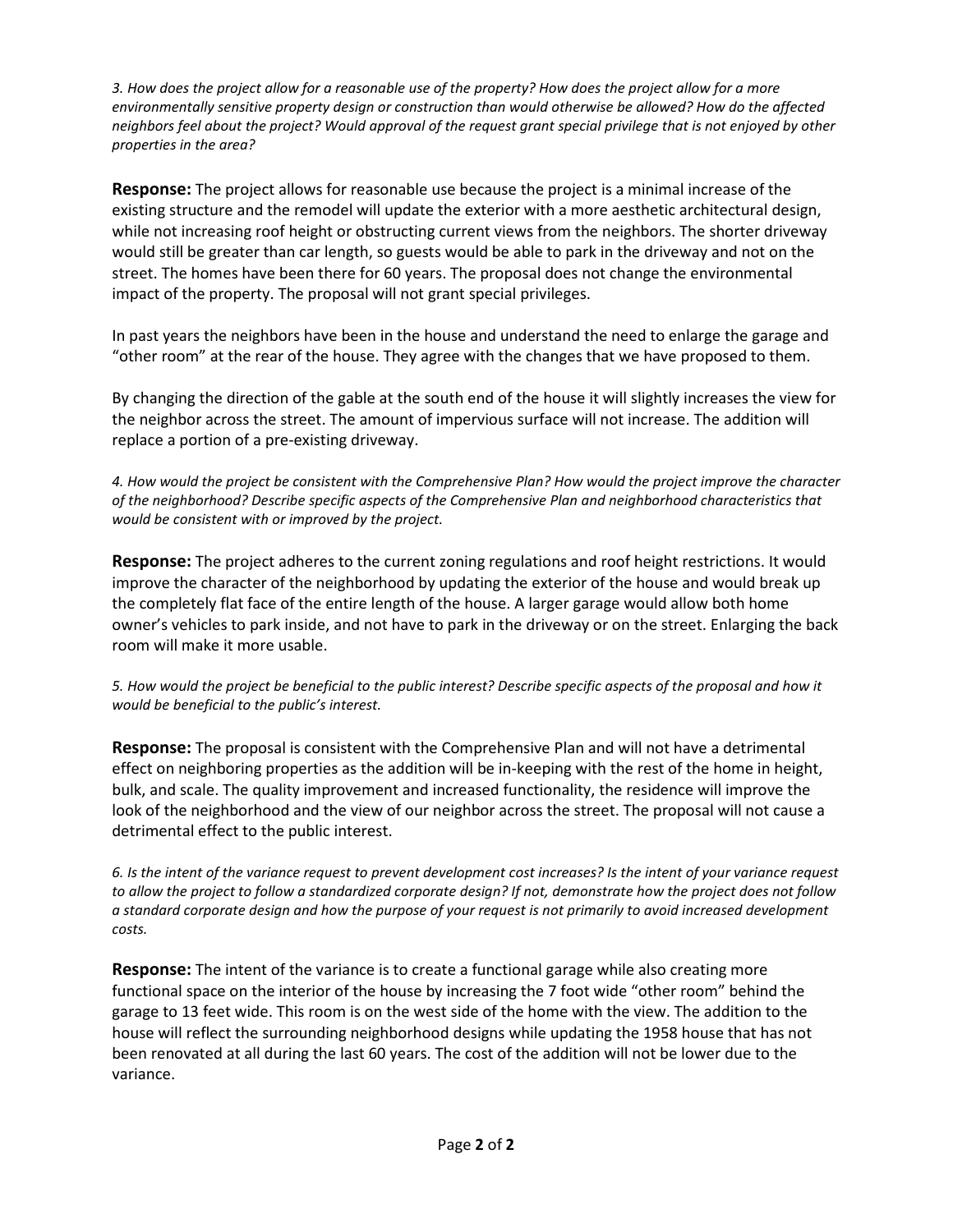*3. How does the project allow for a reasonable use of the property? How does the project allow for a more environmentally sensitive property design or construction than would otherwise be allowed? How do the affected neighbors feel about the project? Would approval of the request grant special privilege that is not enjoyed by other properties in the area?*

**Response:** The project allows for reasonable use because the project is a minimal increase of the existing structure and the remodel will update the exterior with a more aesthetic architectural design, while not increasing roof height or obstructing current views from the neighbors. The shorter driveway would still be greater than car length, so guests would be able to park in the driveway and not on the street. The homes have been there for 60 years. The proposal does not change the environmental impact of the property. The proposal will not grant special privileges.

In past years the neighbors have been in the house and understand the need to enlarge the garage and "other room" at the rear of the house. They agree with the changes that we have proposed to them.

By changing the direction of the gable at the south end of the house it will slightly increases the view for the neighbor across the street. The amount of impervious surface will not increase. The addition will replace a portion of a pre-existing driveway.

*4. How would the project be consistent with the Comprehensive Plan? How would the project improve the character of the neighborhood? Describe specific aspects of the Comprehensive Plan and neighborhood characteristics that would be consistent with or improved by the project.*

**Response:** The project adheres to the current zoning regulations and roof height restrictions. It would improve the character of the neighborhood by updating the exterior of the house and would break up the completely flat face of the entire length of the house. A larger garage would allow both home owner's vehicles to park inside, and not have to park in the driveway or on the street. Enlarging the back room will make it more usable.

*5. How would the project be beneficial to the public interest? Describe specific aspects of the proposal and how it would be beneficial to the public's interest.*

**Response:** The proposal is consistent with the Comprehensive Plan and will not have a detrimental effect on neighboring properties as the addition will be in-keeping with the rest of the home in height, bulk, and scale. The quality improvement and increased functionality, the residence will improve the look of the neighborhood and the view of our neighbor across the street. The proposal will not cause a detrimental effect to the public interest.

*6. Is the intent of the variance request to prevent development cost increases? Is the intent of your variance request to allow the project to follow a standardized corporate design? If not, demonstrate how the project does not follow a standard corporate design and how the purpose of your request is not primarily to avoid increased development costs.*

**Response:** The intent of the variance is to create a functional garage while also creating more functional space on the interior of the house by increasing the 7 foot wide "other room" behind the garage to 13 feet wide. This room is on the west side of the home with the view. The addition to the house will reflect the surrounding neighborhood designs while updating the 1958 house that has not been renovated at all during the last 60 years. The cost of the addition will not be lower due to the variance.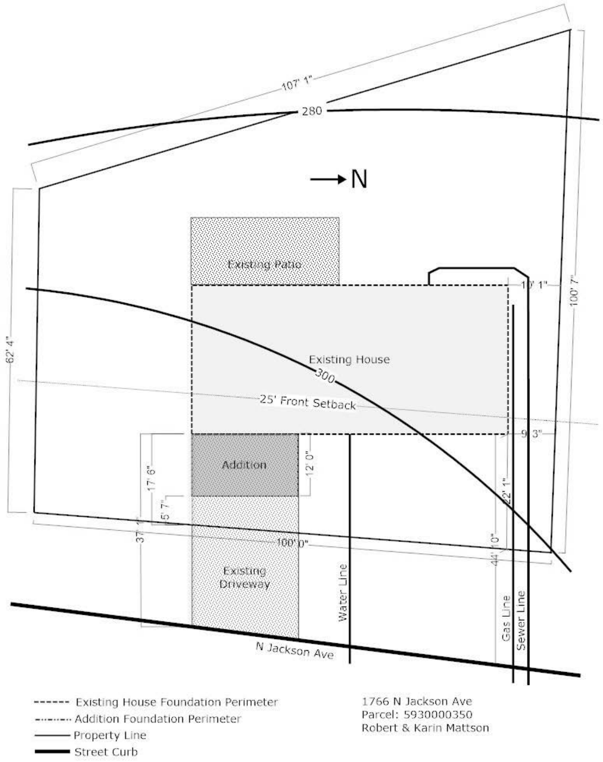107' 1"

280

N

Existing Patio

10' 1"

100' 7"

62' 4"

Existing House

300

25' Front Setback

9' 3"

17' 6"

Addition

12' 0"

22' 1"

5' 7"

37' 1"

100' 0"

44' 0"

Existing Driveway

Water Line

Gas Line

Sewer Line

N Jackson Ave

- - - - - - Existing House Foundation Perimeter
- -·-·-·- Addition Foundation Perimeter
- ——— Property Line
- ▬▬▬ Street Curb

1766 N Jackson Ave
Parcel: 5930000350
Robert & Karin Mattson